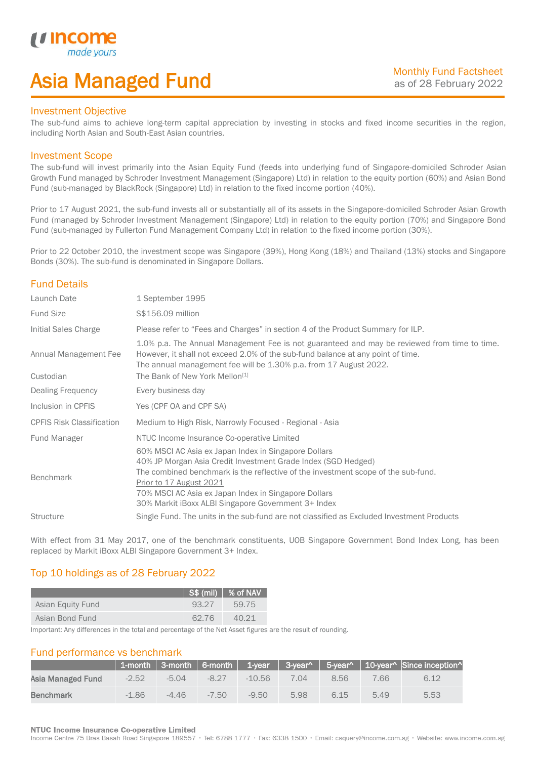# Asia Managed Fund

Monthly Fund Factsheet
as of 28 February 2022

## Investment Objective

The sub-fund aims to achieve long-term capital appreciation by investing in stocks and fixed income securities in the region, including North Asian and South-East Asian countries.

## Investment Scope

The sub-fund will invest primarily into the Asian Equity Fund (feeds into underlying fund of Singapore-domiciled Schroder Asian Growth Fund managed by Schroder Investment Management (Singapore) Ltd) in relation to the equity portion (60%) and Asian Bond Fund (sub-managed by BlackRock (Singapore) Ltd) in relation to the fixed income portion (40%).

Prior to 17 August 2021, the sub-fund invests all or substantially all of its assets in the Singapore-domiciled Schroder Asian Growth Fund (managed by Schroder Investment Management (Singapore) Ltd) in relation to the equity portion (70%) and Singapore Bond Fund (sub-managed by Fullerton Fund Management Company Ltd) in relation to the fixed income portion (30%).

Prior to 22 October 2010, the investment scope was Singapore (39%), Hong Kong (18%) and Thailand (13%) stocks and Singapore Bonds (30%). The sub-fund is denominated in Singapore Dollars.

## Fund Details

| | |
|---|---|
| Launch Date | 1 September 1995 |
| Fund Size | S$156.09 million |
| Initial Sales Charge | Please refer to "Fees and Charges" in section 4 of the Product Summary for ILP. |
| Annual Management Fee | 1.0% p.a. The Annual Management Fee is not guaranteed and may be reviewed from time to time. However, it shall not exceed 2.0% of the sub-fund balance at any point of time. The annual management fee will be 1.30% p.a. from 17 August 2022. |
| Custodian | The Bank of New York Mellon[1] |
| Dealing Frequency | Every business day |
| Inclusion in CPFIS | Yes (CPF OA and CPF SA) |
| CPFIS Risk Classification | Medium to High Risk, Narrowly Focused - Regional - Asia |
| Fund Manager | NTUC Income Insurance Co-operative Limited |
| Benchmark | 60% MSCI AC Asia ex Japan Index in Singapore Dollars<br>40% JP Morgan Asia Credit Investment Grade Index (SGD Hedged)<br>The combined benchmark is the reflective of the investment scope of the sub-fund.<br>Prior to 17 August 2021<br>70% MSCI AC Asia ex Japan Index in Singapore Dollars<br>30% Markit iBoxx ALBI Singapore Government 3+ Index |
| Structure | Single Fund. The units in the sub-fund are not classified as Excluded Investment Products |

With effect from 31 May 2017, one of the benchmark constituents, UOB Singapore Government Bond Index Long, has been replaced by Markit iBoxx ALBI Singapore Government 3+ Index.

## Top 10 holdings as of 28 February 2022

| | S$ (mil) | % of NAV |
|---|---|---|
| Asian Equity Fund | 93.27 | 59.75 |
| Asian Bond Fund | 62.76 | 40.21 |

Important: Any differences in the total and percentage of the Net Asset figures are the result of rounding.

## Fund performance vs benchmark

| | 1-month | 3-month | 6-month | 1-year | 3-year^ | 5-year^ | 10-year^ | Since inception^ |
|---|---|---|---|---|---|---|---|---|
| **Asia Managed Fund** | -2.52 | -5.04 | -8.27 | -10.56 | 7.04 | 8.56 | 7.66 | 6.12 |
| **Benchmark** | -1.86 | -4.46 | -7.50 | -9.50 | 5.98 | 6.15 | 5.49 | 5.53 |

**NTUC Income Insurance Co-operative Limited**
Income Centre 75 Bras Basah Road Singapore 189557 • Tel: 6788 1777 • Fax: 6338 1500 • Email: csquery@income.com.sg • Website: www.income.com.sg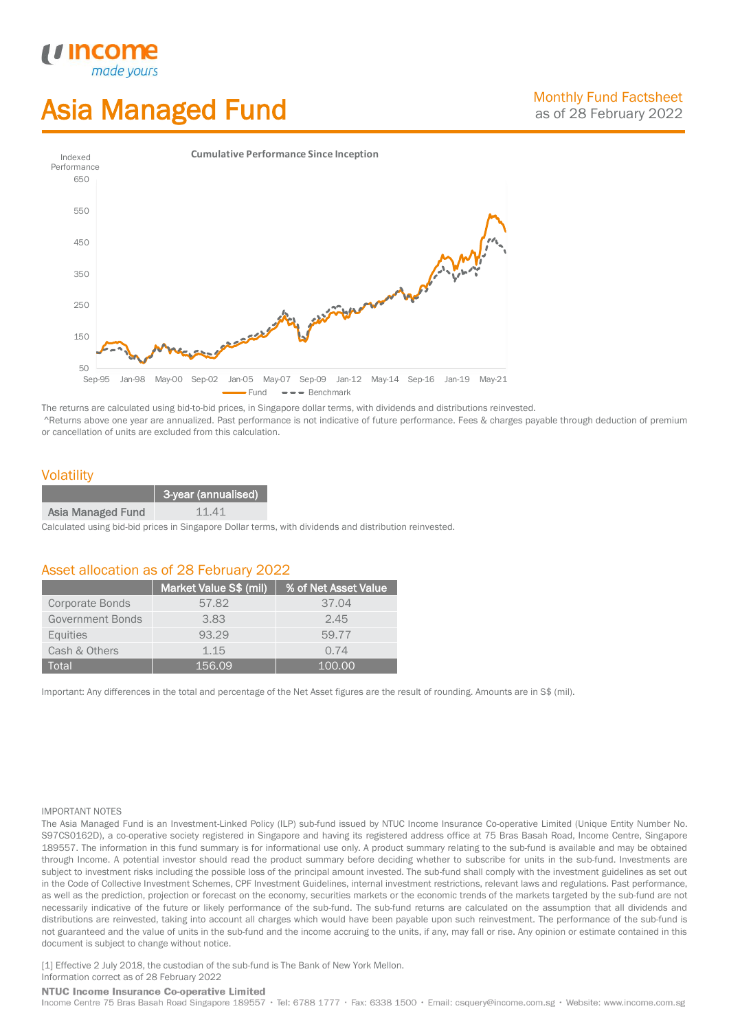# Asia Managed Fund

Monthly Fund Factsheet
as of 28 February 2022

Cumulative Performance Since Inception

Indexed Performance

650
550
450
350
250
150
50

Sep-95 Jan-98 May-00 Sep-02 Jan-05 May-07 Sep-09 Jan-12 May-14 Sep-16 Jan-19 May-21

Fund — Benchmark

The returns are calculated using bid-to-bid prices, in Singapore dollar terms, with dividends and distributions reinvested.
^Returns above one year are annualized. Past performance is not indicative of future performance. Fees & charges payable through deduction of premium or cancellation of units are excluded from this calculation.

## Volatility

| | 3-year (annualised) |
|---|---|
| Asia Managed Fund | 11.41 |

Calculated using bid-bid prices in Singapore Dollar terms, with dividends and distribution reinvested.

## Asset allocation as of 28 February 2022

| | Market Value S$ (mil) | % of Net Asset Value |
|---|---|---|
| Corporate Bonds | 57.82 | 37.04 |
| Government Bonds | 3.83 | 2.45 |
| Equities | 93.29 | 59.77 |
| Cash & Others | 1.15 | 0.74 |
| Total | 156.09 | 100.00 |

Important: Any differences in the total and percentage of the Net Asset figures are the result of rounding. Amounts are in S$ (mil).

IMPORTANT NOTES

The Asia Managed Fund is an Investment-Linked Policy (ILP) sub-fund issued by NTUC Income Insurance Co-operative Limited (Unique Entity Number No. S97CS0162D), a co-operative society registered in Singapore and having its registered address office at 75 Bras Basah Road, Income Centre, Singapore 189557. The information in this fund summary is for informational use only. A product summary relating to the sub-fund is available and may be obtained through Income. A potential investor should read the product summary before deciding whether to subscribe for units in the sub-fund. Investments are subject to investment risks including the possible loss of the principal amount invested. The sub-fund shall comply with the investment guidelines as set out in the Code of Collective Investment Schemes, CPF Investment Guidelines, internal investment restrictions, relevant laws and regulations. Past performance, as well as the prediction, projection or forecast on the economy, securities markets or the economic trends of the markets targeted by the sub-fund are not necessarily indicative of the future or likely performance of the sub-fund. The sub-fund returns are calculated on the assumption that all dividends and distributions are reinvested, taking into account all charges which would have been payable upon such reinvestment. The performance of the sub-fund is not guaranteed and the value of units in the sub-fund and the income accruing to the units, if any, may fall or rise. Any opinion or estimate contained in this document is subject to change without notice.

[1] Effective 2 July 2018, the custodian of the sub-fund is The Bank of New York Mellon.
Information correct as of 28 February 2022

**NTUC Income Insurance Co-operative Limited**
Income Centre 75 Bras Basah Road Singapore 189557 · Tel: 6788 1777 · Fax: 6338 1500 · Email: csquery@income.com.sg · Website: www.income.com.sg